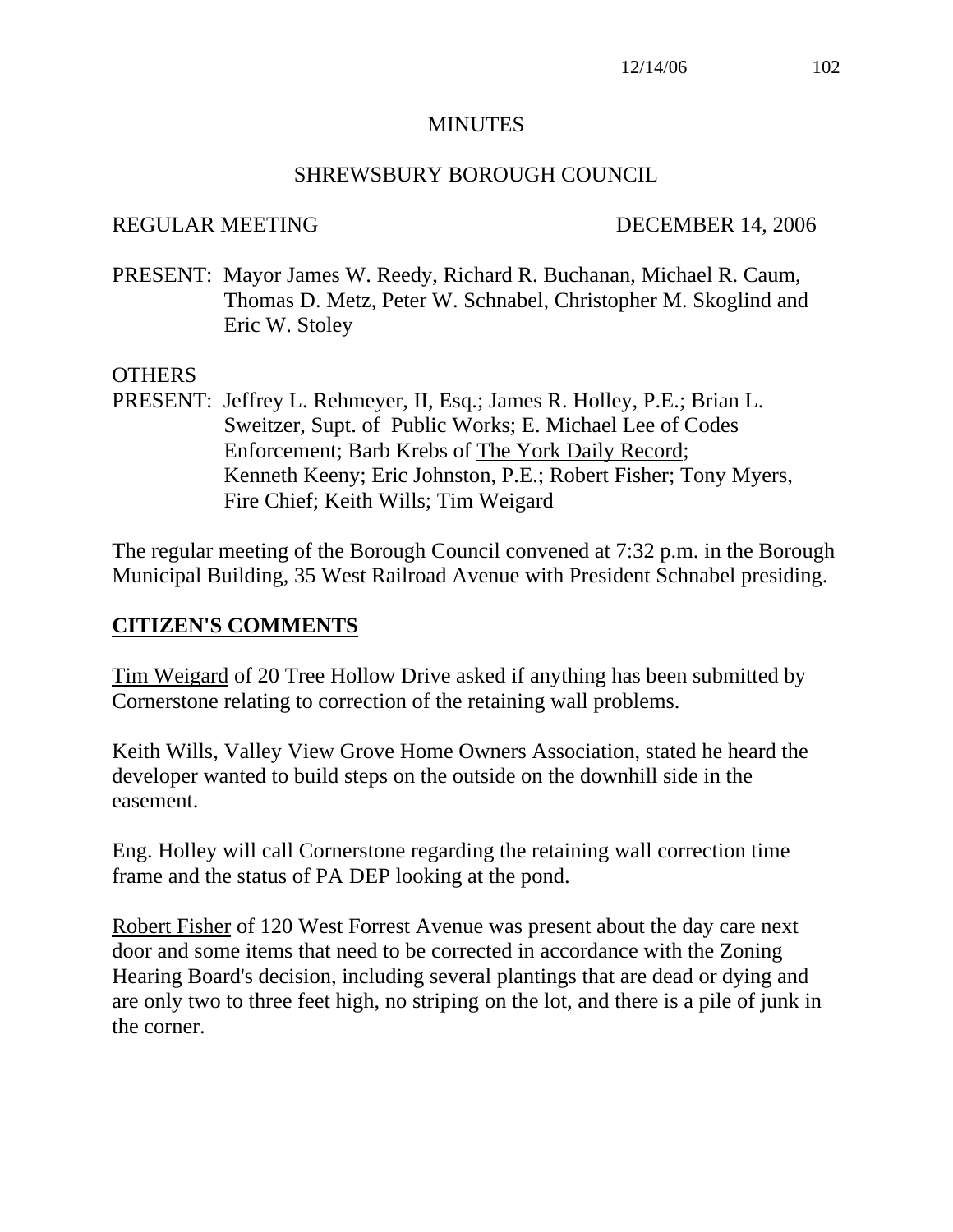MINUTES

SHREWSBURY BOROUGH COUNCIL

REGULAR MEETING DECEMBER 14, 2006

PRESENT: Mayor James W. Reedy, Richard R. Buchanan, Michael R. Caum, Thomas D. Metz, Peter W. Schnabel, Christopher M. Skoglind and Eric W. Stoley

OTHERS
PRESENT: Jeffrey L. Rehmeyer, II, Esq.; James R. Holley, P.E.; Brian L. Sweitzer, Supt. of Public Works; E. Michael Lee of Codes Enforcement; Barb Krebs of The York Daily Record; Kenneth Keeny; Eric Johnston, P.E.; Robert Fisher; Tony Myers, Fire Chief; Keith Wills; Tim Weigard

The regular meeting of the Borough Council convened at 7:32 p.m. in the Borough Municipal Building, 35 West Railroad Avenue with President Schnabel presiding.

## CITIZEN'S COMMENTS

Tim Weigard of 20 Tree Hollow Drive asked if anything has been submitted by Cornerstone relating to correction of the retaining wall problems.

Keith Wills, Valley View Grove Home Owners Association, stated he heard the developer wanted to build steps on the outside on the downhill side in the easement.

Eng. Holley will call Cornerstone regarding the retaining wall correction time frame and the status of PA DEP looking at the pond.

Robert Fisher of 120 West Forrest Avenue was present about the day care next door and some items that need to be corrected in accordance with the Zoning Hearing Board's decision, including several plantings that are dead or dying and are only two to three feet high, no striping on the lot, and there is a pile of junk in the corner.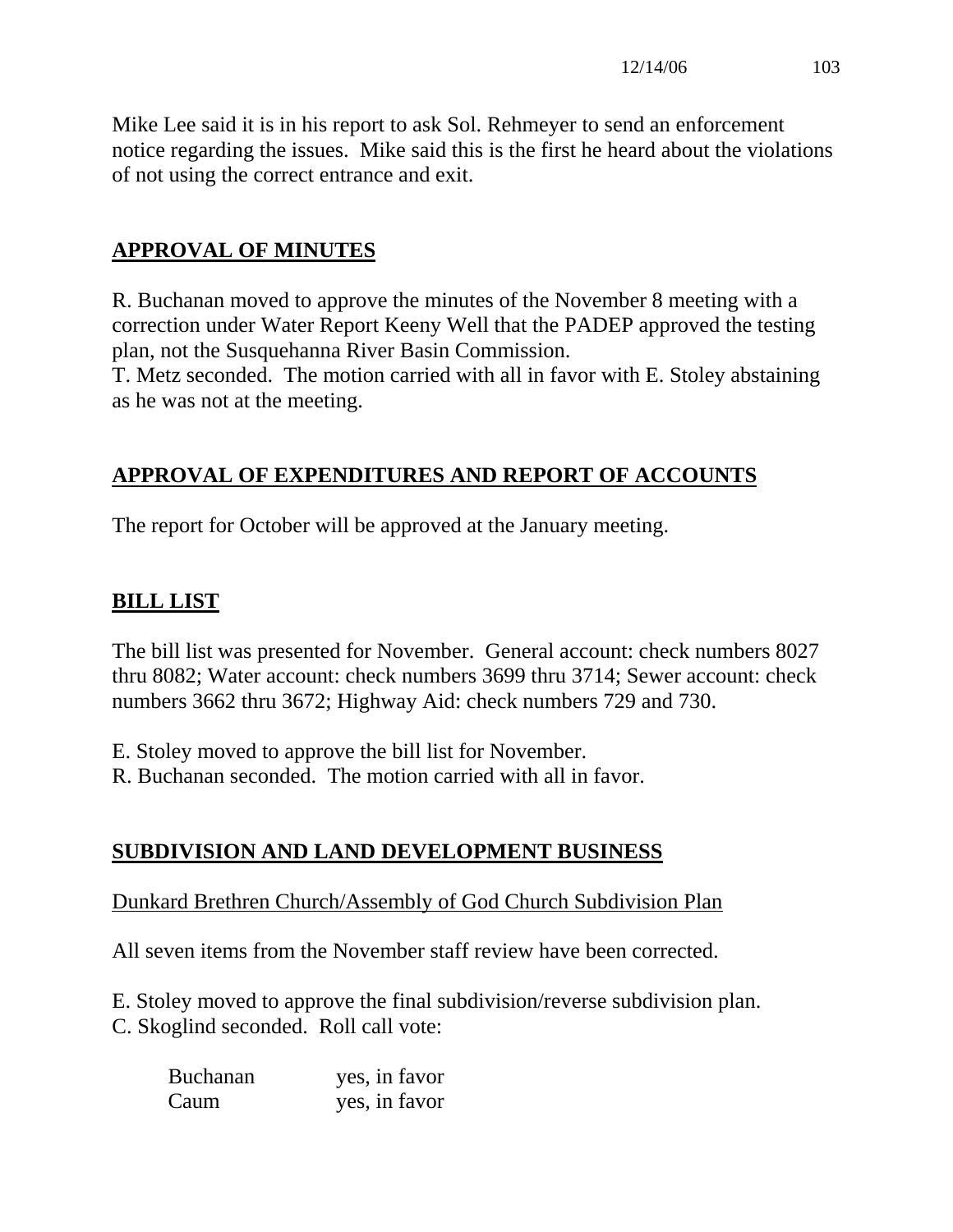Mike Lee said it is in his report to ask Sol. Rehmeyer to send an enforcement notice regarding the issues. Mike said this is the first he heard about the violations of not using the correct entrance and exit.

## APPROVAL OF MINUTES

R. Buchanan moved to approve the minutes of the November 8 meeting with a correction under Water Report Keeny Well that the PADEP approved the testing plan, not the Susquehanna River Basin Commission.
T. Metz seconded. The motion carried with all in favor with E. Stoley abstaining as he was not at the meeting.

## APPROVAL OF EXPENDITURES AND REPORT OF ACCOUNTS

The report for October will be approved at the January meeting.

## BILL LIST

The bill list was presented for November. General account: check numbers 8027 thru 8082; Water account: check numbers 3699 thru 3714; Sewer account: check numbers 3662 thru 3672; Highway Aid: check numbers 729 and 730.

E. Stoley moved to approve the bill list for November.
R. Buchanan seconded. The motion carried with all in favor.

## SUBDIVISION AND LAND DEVELOPMENT BUSINESS

### Dunkard Brethren Church/Assembly of God Church Subdivision Plan

All seven items from the November staff review have been corrected.

E. Stoley moved to approve the final subdivision/reverse subdivision plan.
C. Skoglind seconded. Roll call vote:

| | |
|---|---|
| Buchanan | yes, in favor |
| Caum | yes, in favor |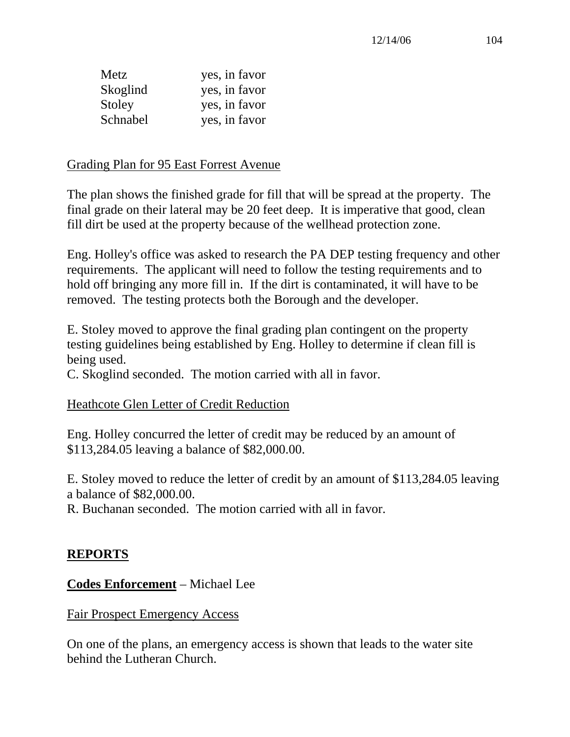| | |
|---|---|
| Metz | yes, in favor |
| Skoglind | yes, in favor |
| Stoley | yes, in favor |
| Schnabel | yes, in favor |

Grading Plan for 95 East Forrest Avenue

The plan shows the finished grade for fill that will be spread at the property. The final grade on their lateral may be 20 feet deep. It is imperative that good, clean fill dirt be used at the property because of the wellhead protection zone.

Eng. Holley's office was asked to research the PA DEP testing frequency and other requirements. The applicant will need to follow the testing requirements and to hold off bringing any more fill in. If the dirt is contaminated, it will have to be removed. The testing protects both the Borough and the developer.

E. Stoley moved to approve the final grading plan contingent on the property testing guidelines being established by Eng. Holley to determine if clean fill is being used.
C. Skoglind seconded. The motion carried with all in favor.

Heathcote Glen Letter of Credit Reduction

Eng. Holley concurred the letter of credit may be reduced by an amount of $113,284.05 leaving a balance of $82,000.00.

E. Stoley moved to reduce the letter of credit by an amount of $113,284.05 leaving a balance of $82,000.00.
R. Buchanan seconded. The motion carried with all in favor.

## REPORTS

**Codes Enforcement** – Michael Lee

Fair Prospect Emergency Access

On one of the plans, an emergency access is shown that leads to the water site behind the Lutheran Church.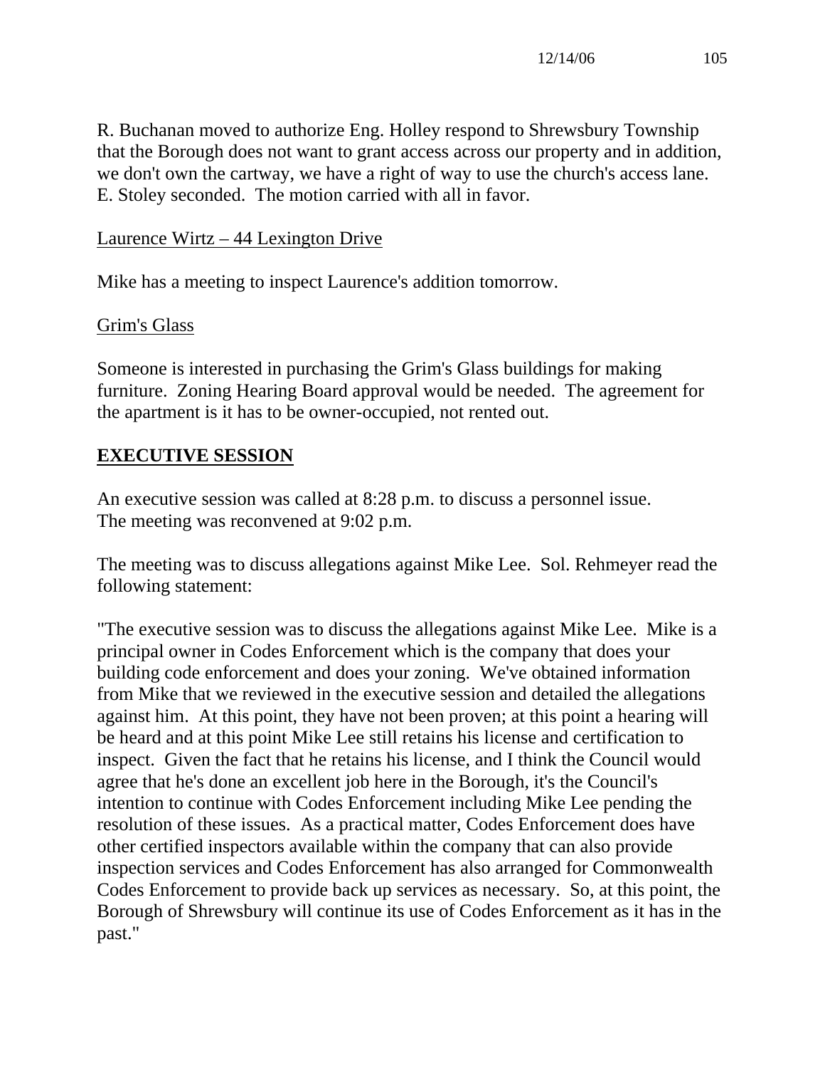R. Buchanan moved to authorize Eng. Holley respond to Shrewsbury Township that the Borough does not want to grant access across our property and in addition, we don't own the cartway, we have a right of way to use the church's access lane. E. Stoley seconded. The motion carried with all in favor.

<u>Laurence Wirtz – 44 Lexington Drive</u>

Mike has a meeting to inspect Laurence's addition tomorrow.

<u>Grim's Glass</u>

Someone is interested in purchasing the Grim's Glass buildings for making furniture. Zoning Hearing Board approval would be needed. The agreement for the apartment is it has to be owner-occupied, not rented out.

## EXECUTIVE SESSION

An executive session was called at 8:28 p.m. to discuss a personnel issue. The meeting was reconvened at 9:02 p.m.

The meeting was to discuss allegations against Mike Lee. Sol. Rehmeyer read the following statement:

"The executive session was to discuss the allegations against Mike Lee. Mike is a principal owner in Codes Enforcement which is the company that does your building code enforcement and does your zoning. We've obtained information from Mike that we reviewed in the executive session and detailed the allegations against him. At this point, they have not been proven; at this point a hearing will be heard and at this point Mike Lee still retains his license and certification to inspect. Given the fact that he retains his license, and I think the Council would agree that he's done an excellent job here in the Borough, it's the Council's intention to continue with Codes Enforcement including Mike Lee pending the resolution of these issues. As a practical matter, Codes Enforcement does have other certified inspectors available within the company that can also provide inspection services and Codes Enforcement has also arranged for Commonwealth Codes Enforcement to provide back up services as necessary. So, at this point, the Borough of Shrewsbury will continue its use of Codes Enforcement as it has in the past."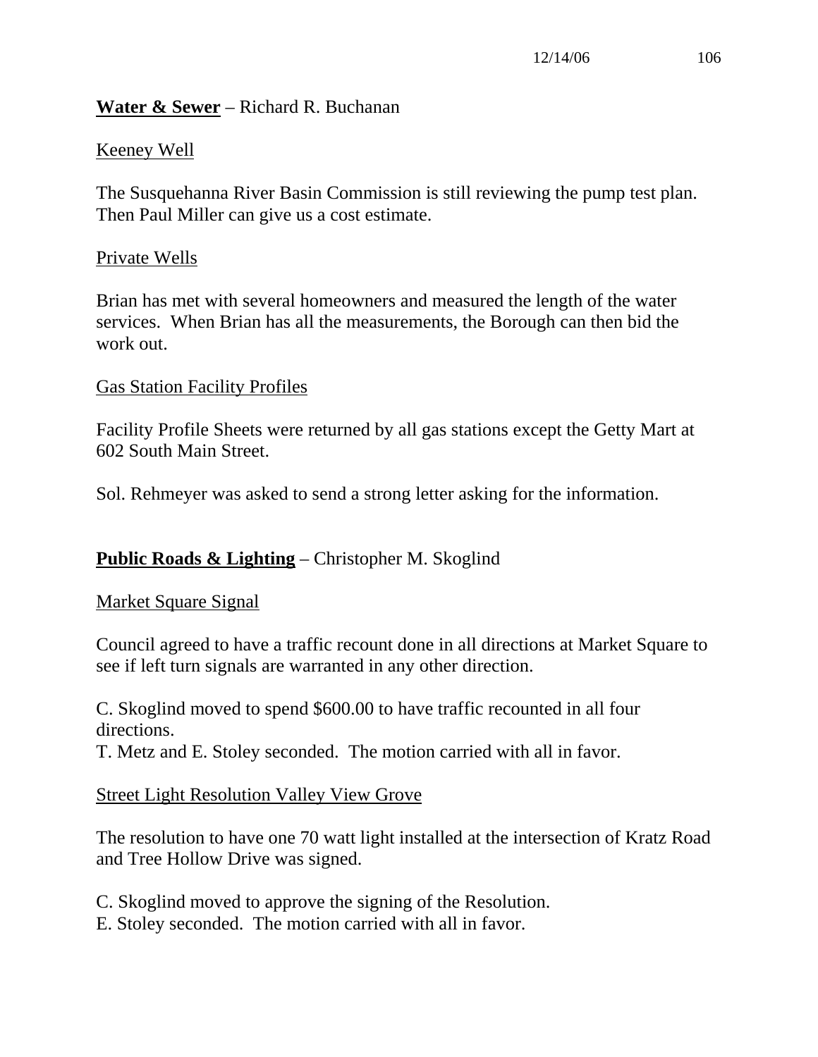**Water & Sewer** – Richard R. Buchanan

Keeney Well

The Susquehanna River Basin Commission is still reviewing the pump test plan. Then Paul Miller can give us a cost estimate.

Private Wells

Brian has met with several homeowners and measured the length of the water services. When Brian has all the measurements, the Borough can then bid the work out.

Gas Station Facility Profiles

Facility Profile Sheets were returned by all gas stations except the Getty Mart at 602 South Main Street.

Sol. Rehmeyer was asked to send a strong letter asking for the information.

**Public Roads & Lighting** – Christopher M. Skoglind

Market Square Signal

Council agreed to have a traffic recount done in all directions at Market Square to see if left turn signals are warranted in any other direction.

C. Skoglind moved to spend $600.00 to have traffic recounted in all four directions.
T. Metz and E. Stoley seconded. The motion carried with all in favor.

Street Light Resolution Valley View Grove

The resolution to have one 70 watt light installed at the intersection of Kratz Road and Tree Hollow Drive was signed.

C. Skoglind moved to approve the signing of the Resolution.
E. Stoley seconded. The motion carried with all in favor.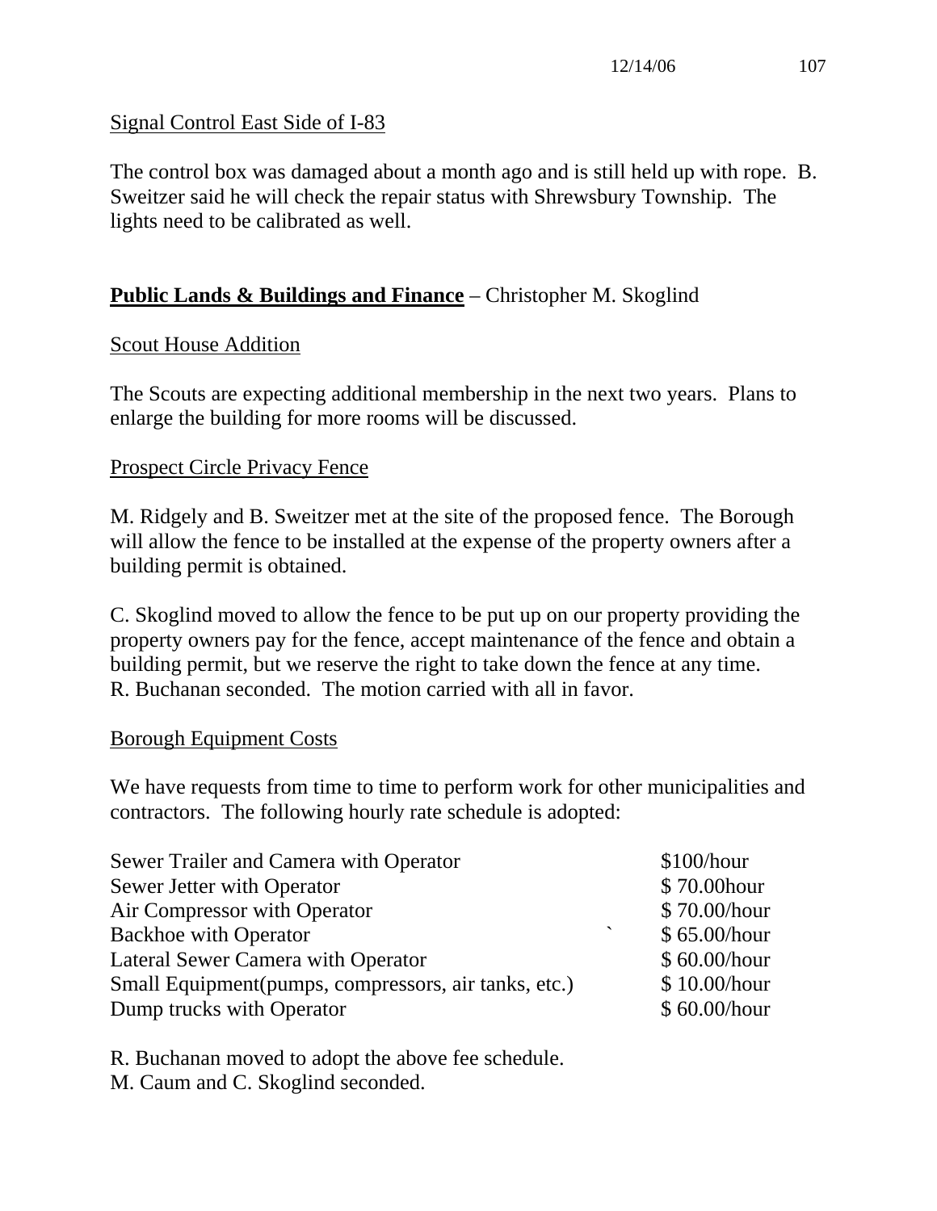Signal Control East Side of I-83

The control box was damaged about a month ago and is still held up with rope. B. Sweitzer said he will check the repair status with Shrewsbury Township. The lights need to be calibrated as well.

**Public Lands & Buildings and Finance** – Christopher M. Skoglind

Scout House Addition

The Scouts are expecting additional membership in the next two years. Plans to enlarge the building for more rooms will be discussed.

Prospect Circle Privacy Fence

M. Ridgely and B. Sweitzer met at the site of the proposed fence. The Borough will allow the fence to be installed at the expense of the property owners after a building permit is obtained.

C. Skoglind moved to allow the fence to be put up on our property providing the property owners pay for the fence, accept maintenance of the fence and obtain a building permit, but we reserve the right to take down the fence at any time. R. Buchanan seconded. The motion carried with all in favor.

Borough Equipment Costs

We have requests from time to time to perform work for other municipalities and contractors. The following hourly rate schedule is adopted:

| | |
|---|---|
| Sewer Trailer and Camera with Operator | \$100/hour |
| Sewer Jetter with Operator | \$ 70.00hour |
| Air Compressor with Operator | \$ 70.00/hour |
| Backhoe with Operator | \$ 65.00/hour |
| Lateral Sewer Camera with Operator | \$ 60.00/hour |
| Small Equipment(pumps, compressors, air tanks, etc.) | \$ 10.00/hour |
| Dump trucks with Operator | \$ 60.00/hour |

R. Buchanan moved to adopt the above fee schedule.
M. Caum and C. Skoglind seconded.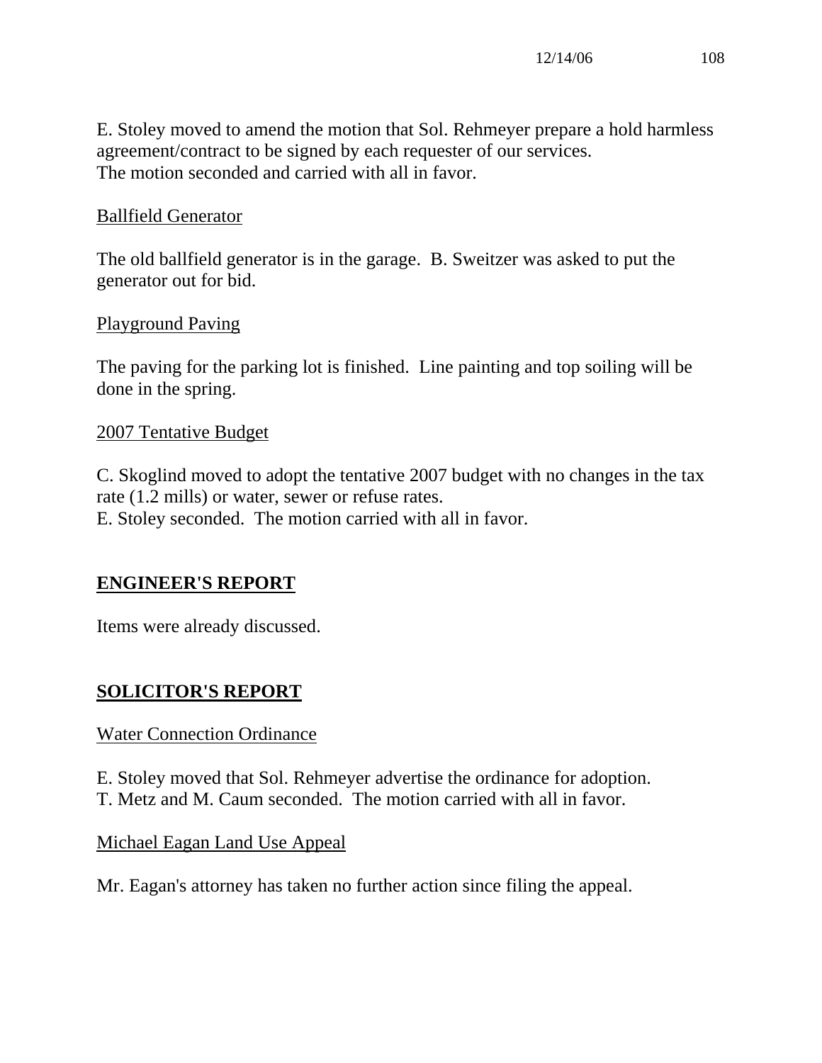E. Stoley moved to amend the motion that Sol. Rehmeyer prepare a hold harmless agreement/contract to be signed by each requester of our services.
The motion seconded and carried with all in favor.

Ballfield Generator

The old ballfield generator is in the garage. B. Sweitzer was asked to put the generator out for bid.

Playground Paving

The paving for the parking lot is finished. Line painting and top soiling will be done in the spring.

2007 Tentative Budget

C. Skoglind moved to adopt the tentative 2007 budget with no changes in the tax rate (1.2 mills) or water, sewer or refuse rates.
E. Stoley seconded. The motion carried with all in favor.

## ENGINEER'S REPORT

Items were already discussed.

## SOLICITOR'S REPORT

Water Connection Ordinance

E. Stoley moved that Sol. Rehmeyer advertise the ordinance for adoption.
T. Metz and M. Caum seconded. The motion carried with all in favor.

Michael Eagan Land Use Appeal

Mr. Eagan's attorney has taken no further action since filing the appeal.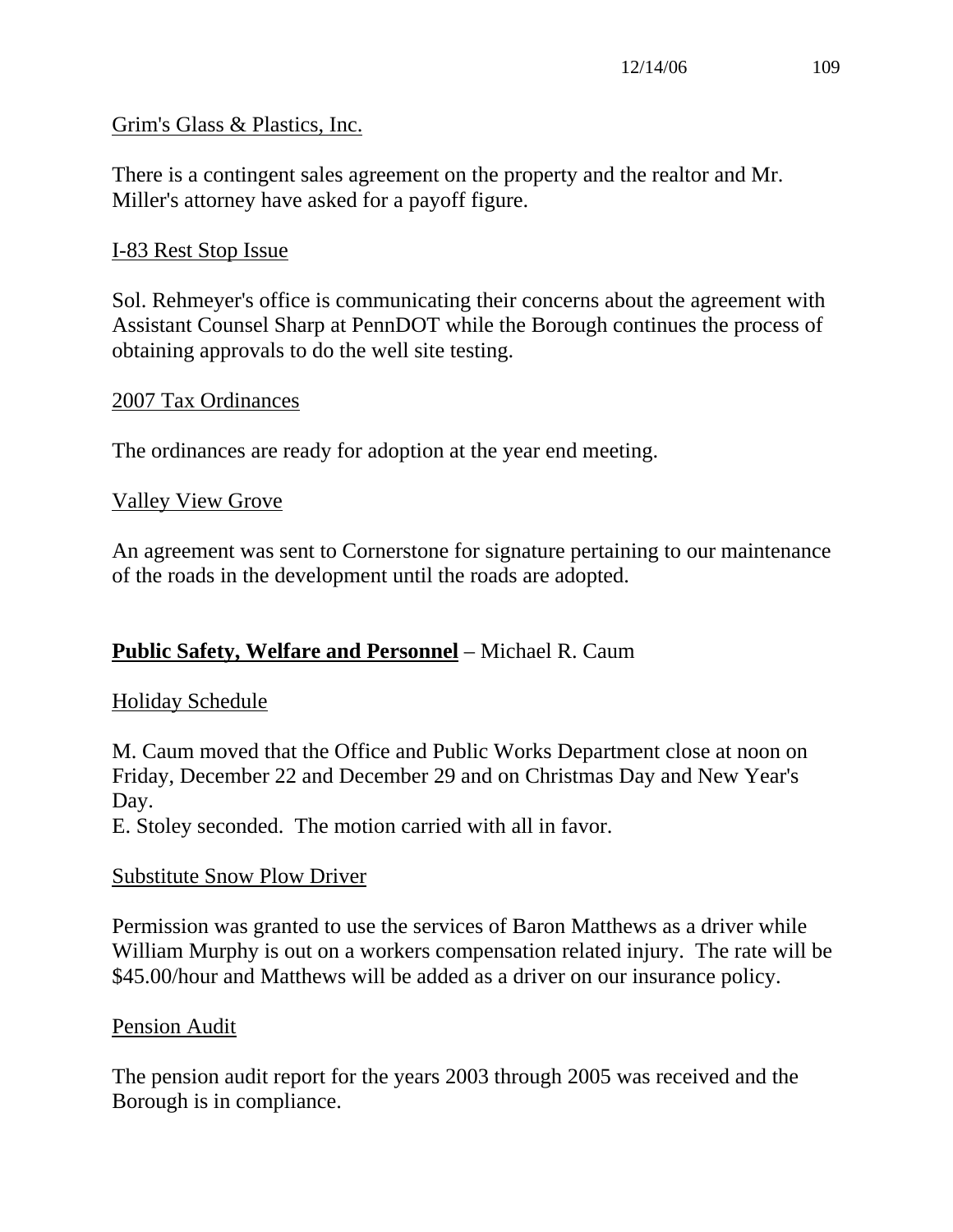Grim's Glass & Plastics, Inc.

There is a contingent sales agreement on the property and the realtor and Mr. Miller's attorney have asked for a payoff figure.

I-83 Rest Stop Issue

Sol. Rehmeyer's office is communicating their concerns about the agreement with Assistant Counsel Sharp at PennDOT while the Borough continues the process of obtaining approvals to do the well site testing.

2007 Tax Ordinances

The ordinances are ready for adoption at the year end meeting.

Valley View Grove

An agreement was sent to Cornerstone for signature pertaining to our maintenance of the roads in the development until the roads are adopted.

**Public Safety, Welfare and Personnel** – Michael R. Caum

Holiday Schedule

M. Caum moved that the Office and Public Works Department close at noon on Friday, December 22 and December 29 and on Christmas Day and New Year's Day.
E. Stoley seconded. The motion carried with all in favor.

Substitute Snow Plow Driver

Permission was granted to use the services of Baron Matthews as a driver while William Murphy is out on a workers compensation related injury. The rate will be $45.00/hour and Matthews will be added as a driver on our insurance policy.

Pension Audit

The pension audit report for the years 2003 through 2005 was received and the Borough is in compliance.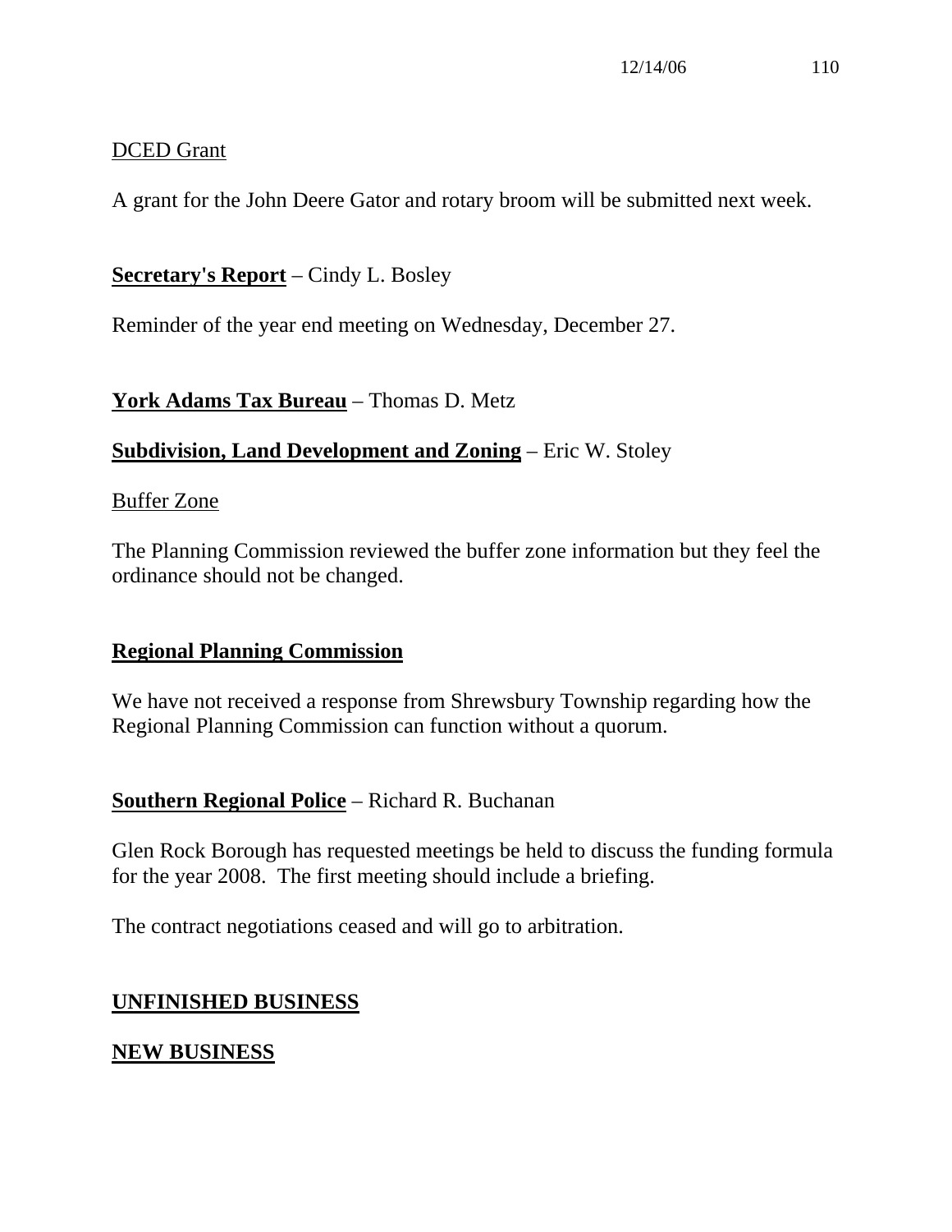DCED Grant

A grant for the John Deere Gator and rotary broom will be submitted next week.

**Secretary's Report** – Cindy L. Bosley

Reminder of the year end meeting on Wednesday, December 27.

**York Adams Tax Bureau** – Thomas D. Metz

**Subdivision, Land Development and Zoning** – Eric W. Stoley

Buffer Zone

The Planning Commission reviewed the buffer zone information but they feel the ordinance should not be changed.

**Regional Planning Commission**

We have not received a response from Shrewsbury Township regarding how the Regional Planning Commission can function without a quorum.

**Southern Regional Police** – Richard R. Buchanan

Glen Rock Borough has requested meetings be held to discuss the funding formula for the year 2008. The first meeting should include a briefing.

The contract negotiations ceased and will go to arbitration.

## UNFINISHED BUSINESS

## NEW BUSINESS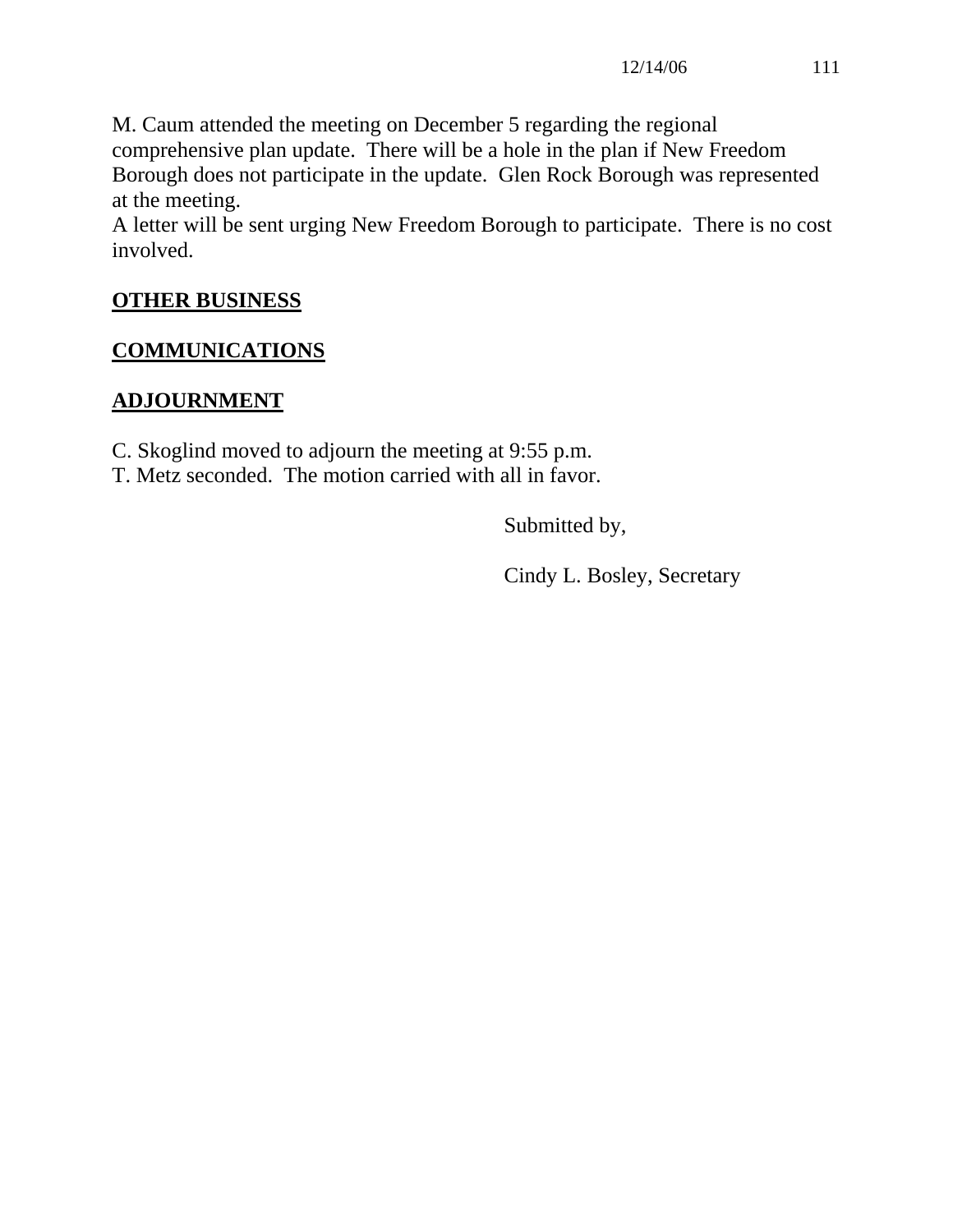M. Caum attended the meeting on December 5 regarding the regional comprehensive plan update. There will be a hole in the plan if New Freedom Borough does not participate in the update. Glen Rock Borough was represented at the meeting.
A letter will be sent urging New Freedom Borough to participate. There is no cost involved.

**OTHER BUSINESS**

**COMMUNICATIONS**

**ADJOURNMENT**

C. Skoglind moved to adjourn the meeting at 9:55 p.m.
T. Metz seconded. The motion carried with all in favor.

Submitted by,

Cindy L. Bosley, Secretary